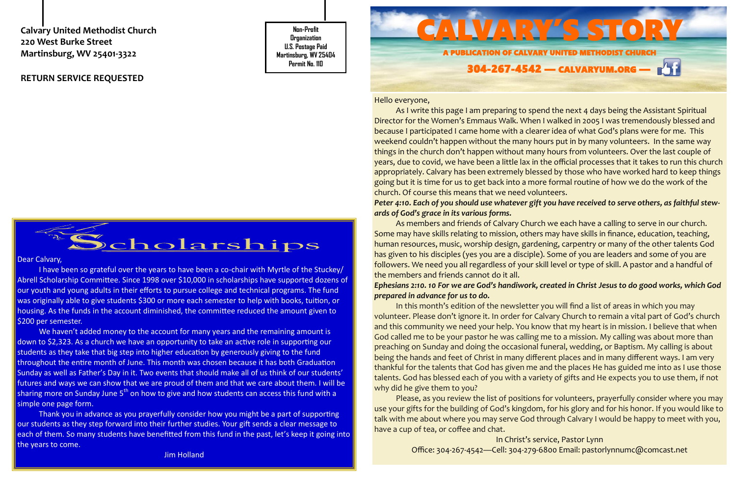Calvary United Methodist Church
220 West Burke Street
Martinsburg, WV 25401-3322

RETURN SERVICE REQUESTED

Non-Profit
Organization
U.S. Postage Paid
Martinsburg, WV 25404
Permit No. 110

# CALVARY'S STORY

**A PUBLICATION OF CALVARY UNITED METHODIST CHURCH**

**304-267-4542 — CALVARYUM.ORG —**

Hello everyone,

As I write this page I am preparing to spend the next 4 days being the Assistant Spiritual Director for the Women's Emmaus Walk. When I walked in 2005 I was tremendously blessed and because I participated I came home with a clearer idea of what God's plans were for me. This weekend couldn't happen without the many hours put in by many volunteers. In the same way things in the church don't happen without many hours from volunteers. Over the last couple of years, due to covid, we have been a little lax in the official processes that it takes to run this church appropriately. Calvary has been extremely blessed by those who have worked hard to keep things going but it is time for us to get back into a more formal routine of how we do the work of the church. Of course this means that we need volunteers.

***Peter 4:10. Each of you should use whatever gift you have received to serve others, as faithful stewards of God's grace in its various forms.***

As members and friends of Calvary Church we each have a calling to serve in our church. Some may have skills relating to mission, others may have skills in finance, education, teaching, human resources, music, worship design, gardening, carpentry or many of the other talents God has given to his disciples (yes you are a disciple). Some of you are leaders and some of you are followers. We need you all regardless of your skill level or type of skill. A pastor and a handful of the members and friends cannot do it all.

***Ephesians 2:10. 10 For we are God's handiwork, created in Christ Jesus to do good works, which God prepared in advance for us to do.***

In this month's edition of the newsletter you will find a list of areas in which you may volunteer. Please don't ignore it. In order for Calvary Church to remain a vital part of God's church and this community we need your help. You know that my heart is in mission. I believe that when God called me to be your pastor he was calling me to a mission. My calling was about more than preaching on Sunday and doing the occasional funeral, wedding, or Baptism. My calling is about being the hands and feet of Christ in many different places and in many different ways. I am very thankful for the talents that God has given me and the places He has guided me into as I use those talents. God has blessed each of you with a variety of gifts and He expects you to use them, if not why did he give them to you?

Please, as you review the list of positions for volunteers, prayerfully consider where you may use your gifts for the building of God's kingdom, for his glory and for his honor. If you would like to talk with me about where you may serve God through Calvary I would be happy to meet with you, have a cup of tea, or coffee and chat.

In Christ's service, Pastor Lynn

Office: 304-267-4542—Cell: 304-279-6800 Email: pastorlynnumc@comcast.net

## Scholarships

Dear Calvary,

I have been so grateful over the years to have been a co-chair with Myrtle of the Stuckey/Abrell Scholarship Committee. Since 1998 over $10,000 in scholarships have supported dozens of our youth and young adults in their efforts to pursue college and technical programs. The fund was originally able to give students $300 or more each semester to help with books, tuition, or housing. As the funds in the account diminished, the committee reduced the amount given to $200 per semester.

We haven't added money to the account for many years and the remaining amount is down to $2,323. As a church we have an opportunity to take an active role in supporting our students as they take that big step into higher education by generously giving to the fund throughout the entire month of June. This month was chosen because it has both Graduation Sunday as well as Father's Day in it. Two events that should make all of us think of our students' futures and ways we can show that we are proud of them and that we care about them. I will be sharing more on Sunday June 5th on how to give and how students can access this fund with a simple one page form.

Thank you in advance as you prayerfully consider how you might be a part of supporting our students as they step forward into their further studies. Your gift sends a clear message to each of them. So many students have benefitted from this fund in the past, let's keep it going into the years to come.

Jim Holland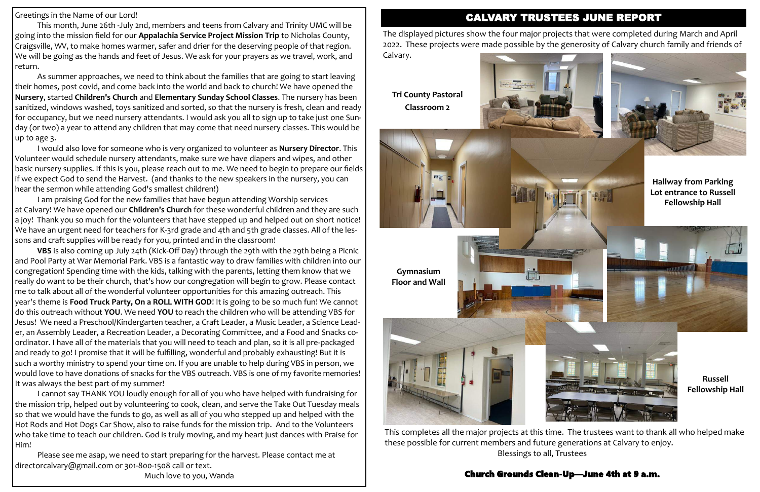Greetings in the Name of our Lord!

This month, June 26th -July 2nd, members and teens from Calvary and Trinity UMC will be going into the mission field for our **Appalachia Service Project Mission Trip** to Nicholas County, Craigsville, WV, to make homes warmer, safer and drier for the deserving people of that region. We will be going as the hands and feet of Jesus. We ask for your prayers as we travel, work, and return.

As summer approaches, we need to think about the families that are going to start leaving their homes, post covid, and come back into the world and back to church! We have opened the **Nursery**, started **Children's Church** and **Elementary Sunday School Classes**. The nursery has been sanitized, windows washed, toys sanitized and sorted, so that the nursery is fresh, clean and ready for occupancy, but we need nursery attendants. I would ask you all to sign up to take just one Sunday (or two) a year to attend any children that may come that need nursery classes. This would be up to age 3.

I would also love for someone who is very organized to volunteer as **Nursery Director**. This Volunteer would schedule nursery attendants, make sure we have diapers and wipes, and other basic nursery supplies. If this is you, please reach out to me. We need to begin to prepare our fields if we expect God to send the Harvest. (and thanks to the new speakers in the nursery, you can hear the sermon while attending God's smallest children!)

I am praising God for the new families that have begun attending Worship services at Calvary! We have opened our **Children's Church** for these wonderful children and they are such a joy! Thank you so much for the volunteers that have stepped up and helped out on short notice! We have an urgent need for teachers for K-3rd grade and 4th and 5th grade classes. All of the lessons and craft supplies will be ready for you, printed and in the classroom!

**VBS** is also coming up July 24th (Kick-Off Day) through the 29th with the 29th being a Picnic and Pool Party at War Memorial Park. VBS is a fantastic way to draw families with children into our congregation! Spending time with the kids, talking with the parents, letting them know that we really do want to be their church, that's how our congregation will begin to grow. Please contact me to talk about all of the wonderful volunteer opportunities for this amazing outreach. This year's theme is **Food Truck Party, On a ROLL WITH GOD**! It is going to be so much fun! We cannot do this outreach without **YOU**. We need **YOU** to reach the children who will be attending VBS for Jesus! We need a Preschool/Kindergarten teacher, a Craft Leader, a Music Leader, a Science Leader, an Assembly Leader, a Recreation Leader, a Decorating Committee, and a Food and Snacks coordinator. I have all of the materials that you will need to teach and plan, so it is all pre-packaged and ready to go! I promise that it will be fulfilling, wonderful and probably exhausting! But it is such a worthy ministry to spend your time on. If you are unable to help during VBS in person, we would love to have donations of snacks for the VBS outreach. VBS is one of my favorite memories! It was always the best part of my summer!

I cannot say THANK YOU loudly enough for all of you who have helped with fundraising for the mission trip, helped out by volunteering to cook, clean, and serve the Take Out Tuesday meals so that we would have the funds to go, as well as all of you who stepped up and helped with the Hot Rods and Hot Dogs Car Show, also to raise funds for the mission trip. And to the Volunteers who take time to teach our children. God is truly moving, and my heart just dances with Praise for Him!

Please see me asap, we need to start preparing for the harvest. Please contact me at directorcalvary@gmail.com or 301-800-1508 call or text.

Much love to you, Wanda

# CALVARY TRUSTEES JUNE REPORT

The displayed pictures show the four major projects that were completed during March and April 2022. These projects were made possible by the generosity of Calvary church family and friends of Calvary.

**Tri County Pastoral Classroom 2**

**Hallway from Parking Lot entrance to Russell Fellowship Hall**

**Gymnasium Floor and Wall**

**Russell Fellowship Hall**

This completes all the major projects at this time. The trustees want to thank all who helped make these possible for current members and future generations at Calvary to enjoy.

Blessings to all, Trustees

**Church Grounds Clean-Up—June 4th at 9 a.m.**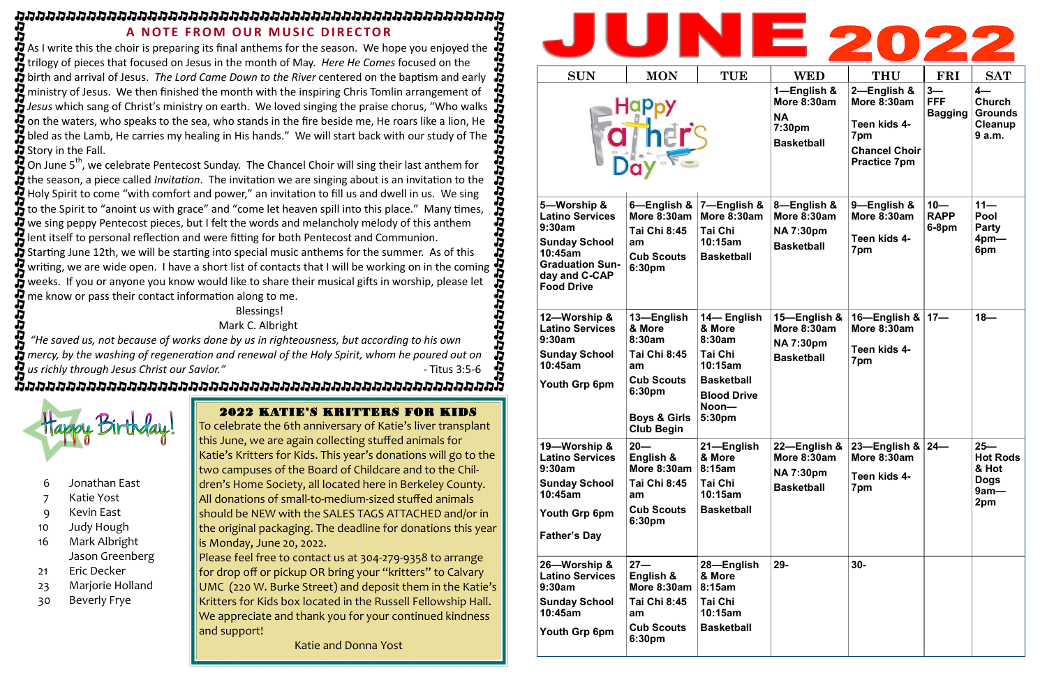## A NOTE FROM OUR MUSIC DIRECTOR

As I write this the choir is preparing its final anthems for the season. We hope you enjoyed the trilogy of pieces that focused on Jesus in the month of May. *Here He Comes* focused on the birth and arrival of Jesus. *The Lord Came Down to the River* centered on the baptism and early ministry of Jesus. We then finished the month with the inspiring Chris Tomlin arrangement of *Jesus* which sang of Christ's ministry on earth. We loved singing the praise chorus, "Who walks on the waters, who speaks to the sea, who stands in the fire beside me, He roars like a lion, He bled as the Lamb, He carries my healing in His hands." We will start back with our study of The Story in the Fall.

On June 5th, we celebrate Pentecost Sunday. The Chancel Choir will sing their last anthem for the season, a piece called *Invitation*. The invitation we are singing about is an invitation to the Holy Spirit to come "with comfort and power," an invitation to fill us and dwell in us. We sing to the Spirit to "anoint us with grace" and "come let heaven spill into this place." Many times, we sing peppy Pentecost pieces, but I felt the words and melancholy melody of this anthem lent itself to personal reflection and were fitting for both Pentecost and Communion.

Starting June 12th, we will be starting into special music anthems for the summer. As of this writing, we are wide open. I have a short list of contacts that I will be working on in the coming weeks. If you or anyone you know would like to share their musical gifts in worship, please let me know or pass their contact information along to me.

Blessings!
Mark C. Albright

*"He saved us, not because of works done by us in righteousness, but according to his own mercy, by the washing of regeneration and renewal of the Holy Spirit, whom he poured out on us richly through Jesus Christ our Savior."* - Titus 3:5-6

## Happy Birthday!

- 6 Jonathan East
- 7 Katie Yost
- 9 Kevin East
- 10 Judy Hough
- 16 Mark Albright
- Jason Greenberg
- 21 Eric Decker
- 23 Marjorie Holland
- 30 Beverly Frye

## 2022 KATIE'S KRITTERS FOR KIDS

To celebrate the 6th anniversary of Katie's liver transplant this June, we are again collecting stuffed animals for Katie's Kritters for Kids. This year's donations will go to the two campuses of the Board of Childcare and to the Children's Home Society, all located here in Berkeley County. All donations of small-to-medium-sized stuffed animals should be NEW with the SALES TAGS ATTACHED and/or in the original packaging. The deadline for donations this year is Monday, June 20, 2022.

Please feel free to contact us at 304-279-9358 to arrange for drop off or pickup OR bring your "kritters" to Calvary UMC (220 W. Burke Street) and deposit them in the Katie's Kritters for Kids box located in the Russell Fellowship Hall.

We appreciate and thank you for your continued kindness and support!

Katie and Donna Yost

# JUNE 2022

| SUN | MON | TUE | WED | THU | FRI | SAT |
|---|---|---|---|---|---|---|
| Happy Father's Day | | | 1—English & More 8:30am<br>NA 7:30pm<br>Basketball | 2—English & More 8:30am<br>Teen kids 4-7pm<br>Chancel Choir Practice 7pm | 3—FFF Bagging | 4—Church Grounds Cleanup 9 a.m. |
| 5—Worship & Latino Services 9:30am<br>Sunday School 10:45am<br>Graduation Sunday and C-CAP Food Drive | 6—English & More 8:30am<br>Tai Chi 8:45 am<br>Cub Scouts 6:30pm | 7—English & More 8:30am<br>Tai Chi 10:15am<br>Basketball | 8—English & More 8:30am<br>NA 7:30pm<br>Basketball | 9—English & More 8:30am<br>Teen kids 4-7pm | 10—RAPP 6-8pm | 11—Pool Party 4pm—6pm |
| 12—Worship & Latino Services 9:30am<br>Sunday School 10:45am<br>Youth Grp 6pm | 13—English & More 8:30am<br>Tai Chi 8:45 am<br>Cub Scouts 6:30pm<br>Boys & Girls Club Begin | 14— English & More 8:30am<br>Tai Chi 10:15am<br>Basketball<br>Blood Drive Noon—5:30pm | 15—English & More 8:30am<br>NA 7:30pm<br>Basketball | 16—English & More 8:30am<br>Teen kids 4-7pm | 17— | 18— |
| 19—Worship & Latino Services 9:30am<br>Sunday School 10:45am<br>Youth Grp 6pm<br>Father's Day | 20—English & More 8:30am<br>Tai Chi 8:45 am<br>Cub Scouts 6:30pm | 21—English & More 8:15am<br>Tai Chi 10:15am<br>Basketball | 22—English & More 8:30am<br>NA 7:30pm<br>Basketball | 23—English & More 8:30am<br>Teen kids 4-7pm | 24— | 25—Hot Rods & Hot Dogs 9am—2pm |
| 26—Worship & Latino Services 9:30am<br>Sunday School 10:45am<br>Youth Grp 6pm | 27—English & More 8:30am<br>Tai Chi 8:45 am<br>Cub Scouts 6:30pm | 28—English & More 8:15am<br>Tai Chi 10:15am<br>Basketball | 29- | 30- | | |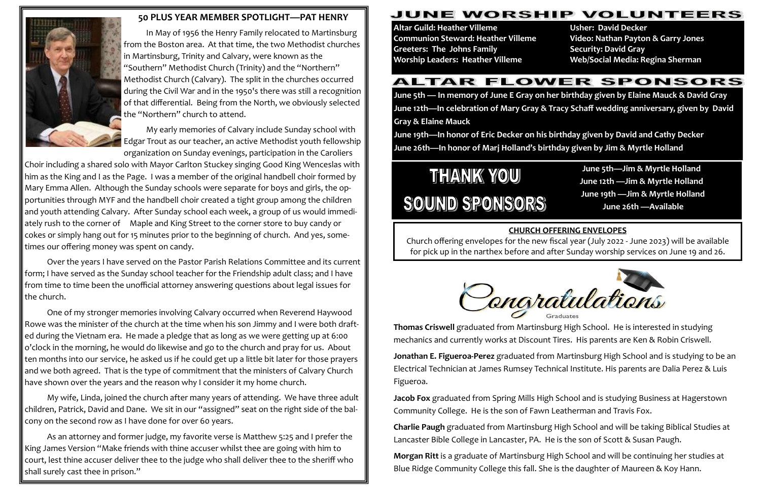## 50 PLUS YEAR MEMBER SPOTLIGHT—PAT HENRY

In May of 1956 the Henry Family relocated to Martinsburg from the Boston area. At that time, the two Methodist churches in Martinsburg, Trinity and Calvary, were known as the "Southern" Methodist Church (Trinity) and the "Northern" Methodist Church (Calvary). The split in the churches occurred during the Civil War and in the 1950's there was still a recognition of that differential. Being from the North, we obviously selected the "Northern" church to attend.

My early memories of Calvary include Sunday school with Edgar Trout as our teacher, an active Methodist youth fellowship organization on Sunday evenings, participation in the Caroliers Choir including a shared solo with Mayor Carlton Stuckey singing Good King Wenceslas with him as the King and I as the Page. I was a member of the original handbell choir formed by Mary Emma Allen. Although the Sunday schools were separate for boys and girls, the opportunities through MYF and the handbell choir created a tight group among the children and youth attending Calvary. After Sunday school each week, a group of us would immediately rush to the corner of Maple and King Street to the corner store to buy candy or cokes or simply hang out for 15 minutes prior to the beginning of church. And yes, sometimes our offering money was spent on candy.

Over the years I have served on the Pastor Parish Relations Committee and its current form; I have served as the Sunday school teacher for the Friendship adult class; and I have from time to time been the unofficial attorney answering questions about legal issues for the church.

One of my stronger memories involving Calvary occurred when Reverend Haywood Rowe was the minister of the church at the time when his son Jimmy and I were both drafted during the Vietnam era. He made a pledge that as long as we were getting up at 6:00 o'clock in the morning, he would do likewise and go to the church and pray for us. About ten months into our service, he asked us if he could get up a little bit later for those prayers and we both agreed. That is the type of commitment that the ministers of Calvary Church have shown over the years and the reason why I consider it my home church.

My wife, Linda, joined the church after many years of attending. We have three adult children, Patrick, David and Dane. We sit in our "assigned" seat on the right side of the balcony on the second row as I have done for over 60 years.

As an attorney and former judge, my favorite verse is Matthew 5:25 and I prefer the King James Version "Make friends with thine accuser whilst thee are going with him to court, lest thine accuser deliver thee to the judge who shall deliver thee to the sheriff who shall surely cast thee in prison."

## JUNE WORSHIP VOLUNTEERS

**Altar Guild: Heather Villeme**
**Communion Steward: Heather Villeme**
**Greeters: The Johns Family**
**Worship Leaders: Heather Villeme**
**Usher: David Decker**
**Video: Nathan Payton & Garry Jones**
**Security: David Gray**
**Web/Social Media: Regina Sherman**

## ALTAR FLOWER SPONSORS

**June 5th — In memory of June E Gray on her birthday given by Elaine Mauck & David Gray**
**June 12th—In celebration of Mary Gray & Tracy Schaff wedding anniversary, given by David Gray & Elaine Mauck**
**June 19th—In honor of Eric Decker on his birthday given by David and Cathy Decker**
**June 26th—In honor of Marj Holland's birthday given by Jim & Myrtle Holland**

## THANK YOU SOUND SPONSORS

**June 5th—Jim & Myrtle Holland**
**June 12th —Jim & Myrtle Holland**
**June 19th —Jim & Myrtle Holland**
**June 26th —Available**

### CHURCH OFFERING ENVELOPES

Church offering envelopes for the new fiscal year (July 2022 - June 2023) will be available for pick up in the narthex before and after Sunday worship services on June 19 and 26.

## Congratulations Graduates

**Thomas Criswell** graduated from Martinsburg High School. He is interested in studying mechanics and currently works at Discount Tires. His parents are Ken & Robin Criswell.

**Jonathan E. Figueroa-Perez** graduated from Martinsburg High School and is studying to be an Electrical Technician at James Rumsey Technical Institute. His parents are Dalia Perez & Luis Figueroa.

**Jacob Fox** graduated from Spring Mills High School and is studying Business at Hagerstown Community College. He is the son of Fawn Leatherman and Travis Fox.

**Charlie Paugh** graduated from Martinsburg High School and will be taking Biblical Studies at Lancaster Bible College in Lancaster, PA. He is the son of Scott & Susan Paugh.

**Morgan Ritt** is a graduate of Martinsburg High School and will be continuing her studies at Blue Ridge Community College this fall. She is the daughter of Maureen & Koy Hann.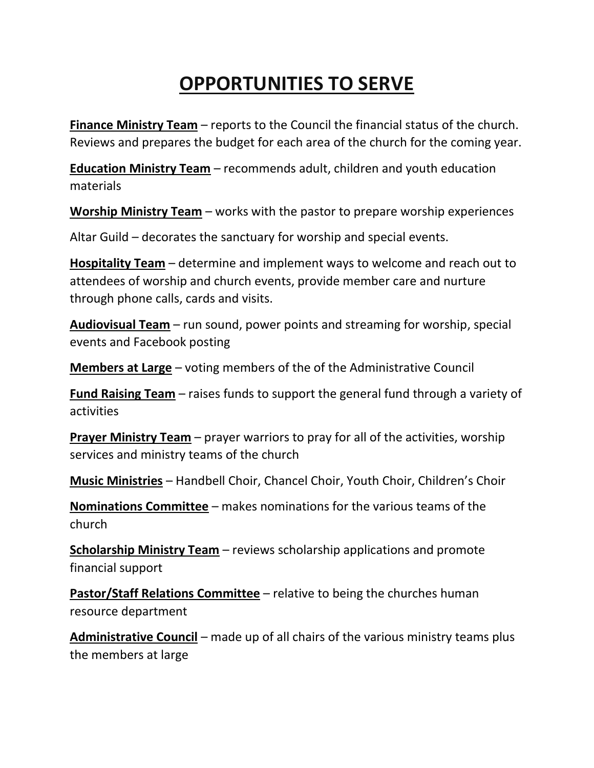# OPPORTUNITIES TO SERVE

**Finance Ministry Team** – reports to the Council the financial status of the church. Reviews and prepares the budget for each area of the church for the coming year.

**Education Ministry Team** – recommends adult, children and youth education materials

**Worship Ministry Team** – works with the pastor to prepare worship experiences

Altar Guild – decorates the sanctuary for worship and special events.

**Hospitality Team** – determine and implement ways to welcome and reach out to attendees of worship and church events, provide member care and nurture through phone calls, cards and visits.

**Audiovisual Team** – run sound, power points and streaming for worship, special events and Facebook posting

**Members at Large** – voting members of the of the Administrative Council

**Fund Raising Team** – raises funds to support the general fund through a variety of activities

**Prayer Ministry Team** – prayer warriors to pray for all of the activities, worship services and ministry teams of the church

**Music Ministries** – Handbell Choir, Chancel Choir, Youth Choir, Children's Choir

**Nominations Committee** – makes nominations for the various teams of the church

**Scholarship Ministry Team** – reviews scholarship applications and promote financial support

**Pastor/Staff Relations Committee** – relative to being the churches human resource department

**Administrative Council** – made up of all chairs of the various ministry teams plus the members at large